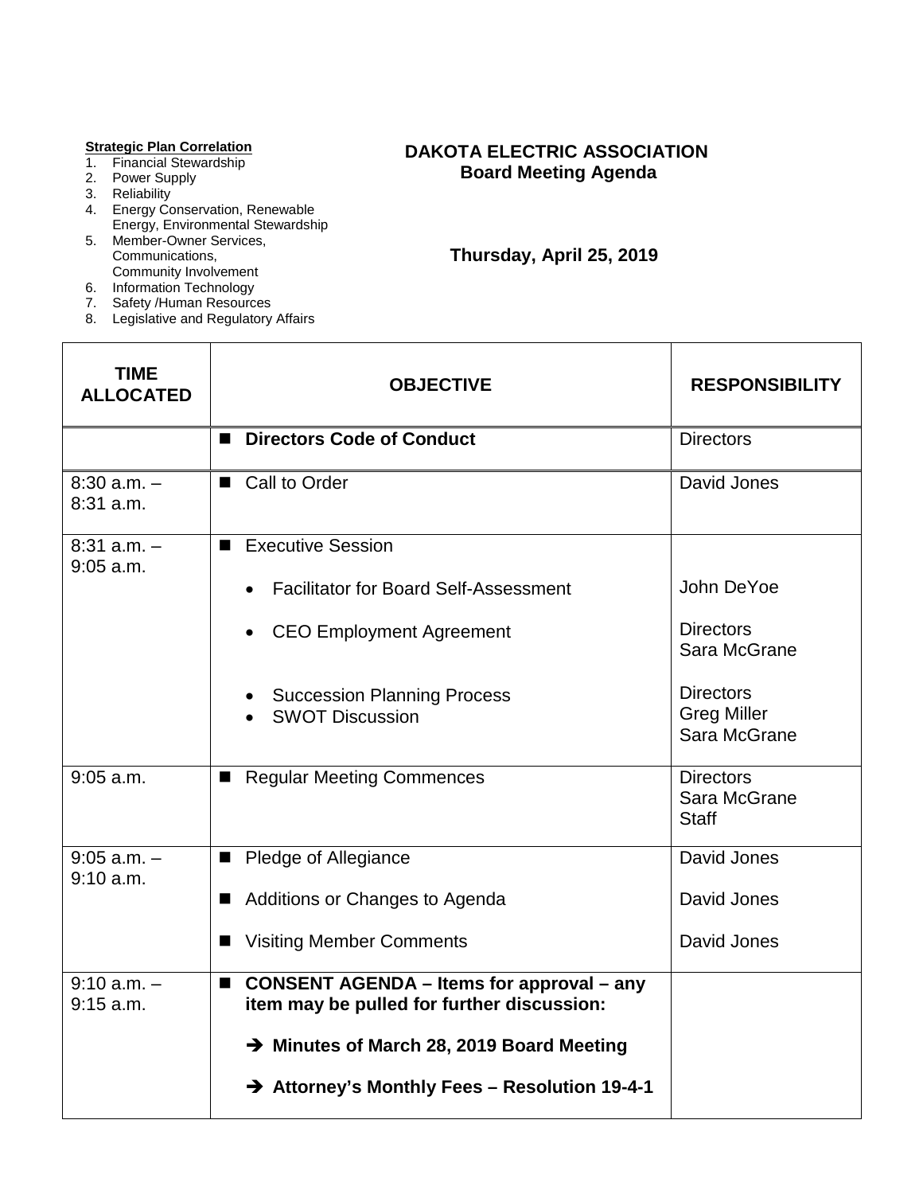**Strategic Plan Correlation**

1. Financial Stewardship
2. Power Supply
3. Reliability
4. Energy Conservation, Renewable Energy, Environmental Stewardship
5. Member-Owner Services, Communications, Community Involvement
6. Information Technology
7. Safety /Human Resources
8. Legislative and Regulatory Affairs

# DAKOTA ELECTRIC ASSOCIATION
## Board Meeting Agenda

**Thursday, April 25, 2019**

| TIME ALLOCATED | OBJECTIVE | RESPONSIBILITY |
|---|---|---|
| | ■ **Directors Code of Conduct** | Directors |
| 8:30 a.m. – 8:31 a.m. | ■ Call to Order | David Jones |
| 8:31 a.m. – 9:05 a.m. | ■ Executive Session<br>• Facilitator for Board Self-Assessment<br>• CEO Employment Agreement<br>• Succession Planning Process<br>• SWOT Discussion | <br>John DeYoe<br>Directors, Sara McGrane<br>Directors, Greg Miller, Sara McGrane |
| 9:05 a.m. | ■ Regular Meeting Commences | Directors<br>Sara McGrane<br>Staff |
| 9:05 a.m. – 9:10 a.m. | ■ Pledge of Allegiance<br>■ Additions or Changes to Agenda<br>■ Visiting Member Comments | David Jones<br>David Jones<br>David Jones |
| 9:10 a.m. – 9:15 a.m. | ■ **CONSENT AGENDA – Items for approval – any item may be pulled for further discussion:**<br>➔ **Minutes of March 28, 2019 Board Meeting**<br>➔ **Attorney's Monthly Fees – Resolution 19-4-1** | |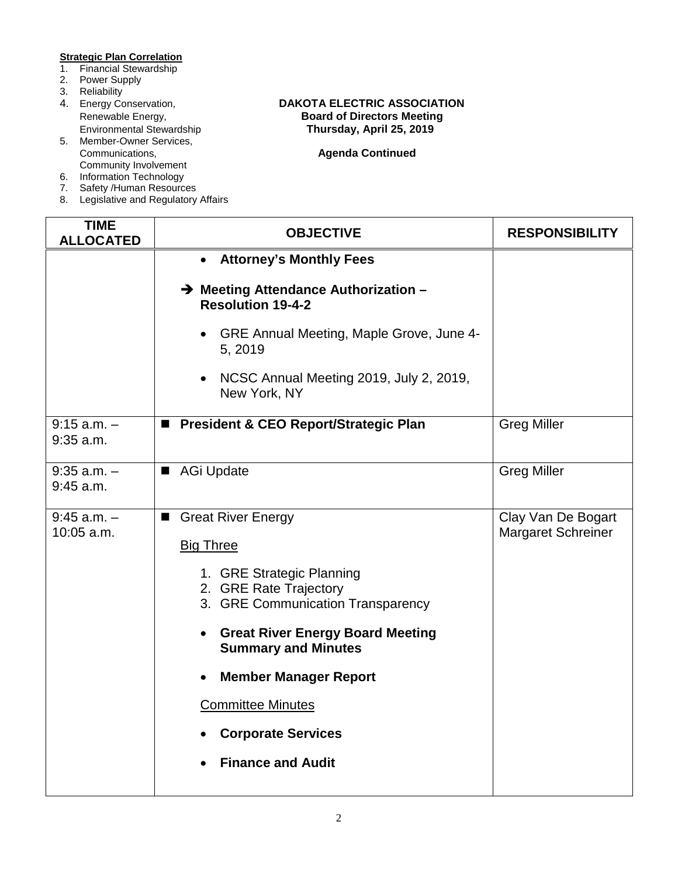**Strategic Plan Correlation**

1. Financial Stewardship
2. Power Supply
3. Reliability
4. Energy Conservation, Renewable Energy, Environmental Stewardship
5. Member-Owner Services, Communications, Community Involvement
6. Information Technology
7. Safety /Human Resources
8. Legislative and Regulatory Affairs

**DAKOTA ELECTRIC ASSOCIATION**
**Board of Directors Meeting**
**Thursday, April 25, 2019**

**Agenda Continued**

| TIME ALLOCATED | OBJECTIVE | RESPONSIBILITY |
|---|---|---|
| | • **Attorney's Monthly Fees**<br><br>➔ **Meeting Attendance Authorization – Resolution 19-4-2**<br><br>• GRE Annual Meeting, Maple Grove, June 4-5, 2019<br><br>• NCSC Annual Meeting 2019, July 2, 2019, New York, NY | |
| 9:15 a.m. – 9:35 a.m. | ■ **President & CEO Report/Strategic Plan** | Greg Miller |
| 9:35 a.m. – 9:45 a.m. | ■ AGi Update | Greg Miller |
| 9:45 a.m. – 10:05 a.m. | ■ Great River Energy<br><br>Big Three<br><br>1. GRE Strategic Planning<br>2. GRE Rate Trajectory<br>3. GRE Communication Transparency<br><br>• **Great River Energy Board Meeting Summary and Minutes**<br><br>• **Member Manager Report**<br><br>Committee Minutes<br><br>• **Corporate Services**<br><br>• **Finance and Audit** | Clay Van De Bogart<br>Margaret Schreiner |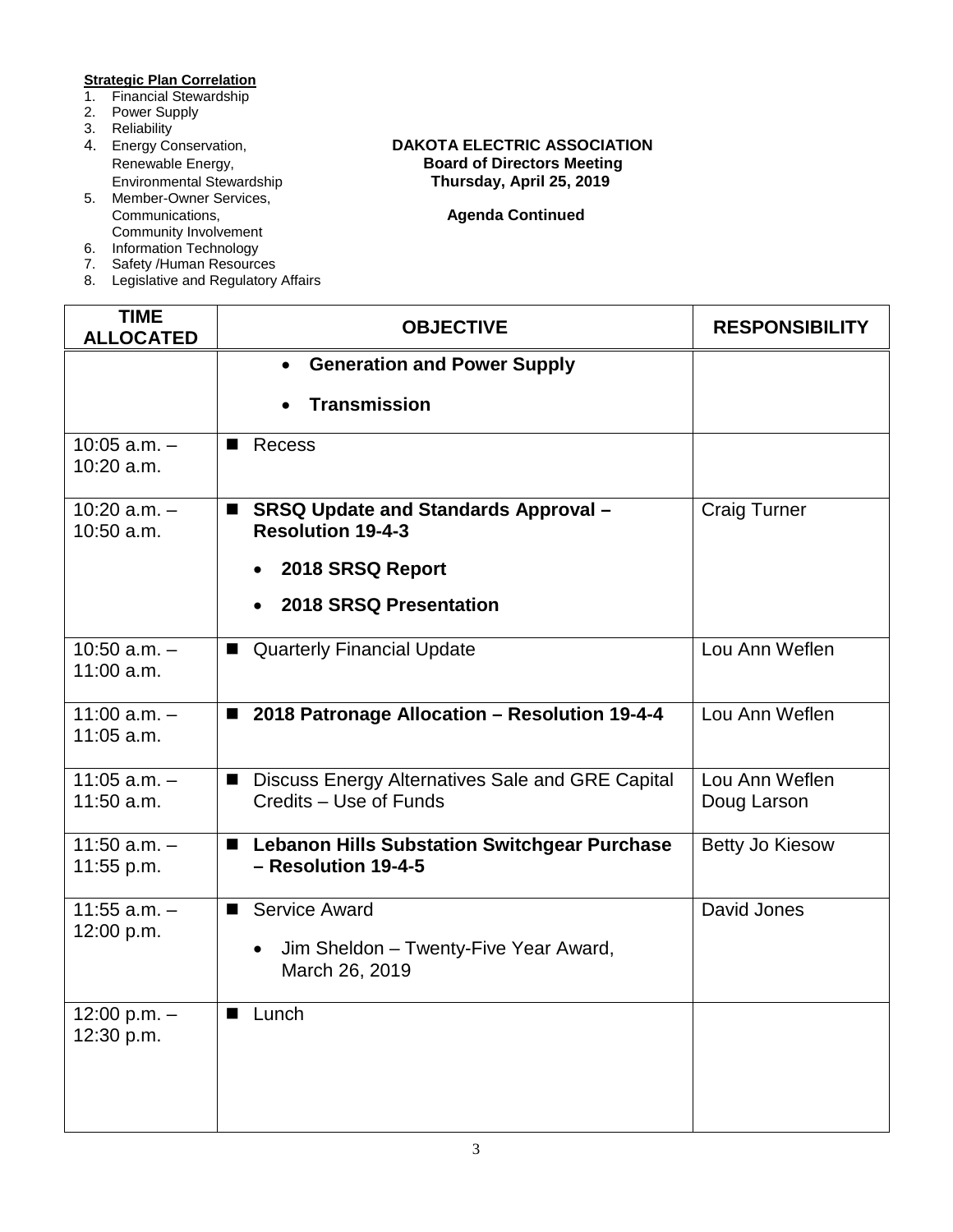**Strategic Plan Correlation**

1. Financial Stewardship
2. Power Supply
3. Reliability
4. Energy Conservation, Renewable Energy, Environmental Stewardship
5. Member-Owner Services, Communications, Community Involvement
6. Information Technology
7. Safety /Human Resources
8. Legislative and Regulatory Affairs

**DAKOTA ELECTRIC ASSOCIATION**
**Board of Directors Meeting**
**Thursday, April 25, 2019**

**Agenda Continued**

| TIME ALLOCATED | OBJECTIVE | RESPONSIBILITY |
|---|---|---|
| | • **Generation and Power Supply**<br>• **Transmission** | |
| 10:05 a.m. – 10:20 a.m. | ■ Recess | |
| 10:20 a.m. – 10:50 a.m. | ■ **SRSQ Update and Standards Approval – Resolution 19-4-3**<br>• **2018 SRSQ Report**<br>• **2018 SRSQ Presentation** | Craig Turner |
| 10:50 a.m. – 11:00 a.m. | ■ Quarterly Financial Update | Lou Ann Weflen |
| 11:00 a.m. – 11:05 a.m. | ■ **2018 Patronage Allocation – Resolution 19-4-4** | Lou Ann Weflen |
| 11:05 a.m. – 11:50 a.m. | ■ Discuss Energy Alternatives Sale and GRE Capital Credits – Use of Funds | Lou Ann Weflen<br>Doug Larson |
| 11:50 a.m. – 11:55 p.m. | ■ **Lebanon Hills Substation Switchgear Purchase – Resolution 19-4-5** | Betty Jo Kiesow |
| 11:55 a.m. – 12:00 p.m. | ■ Service Award<br>• Jim Sheldon – Twenty-Five Year Award, March 26, 2019 | David Jones |
| 12:00 p.m. – 12:30 p.m. | ■ Lunch | |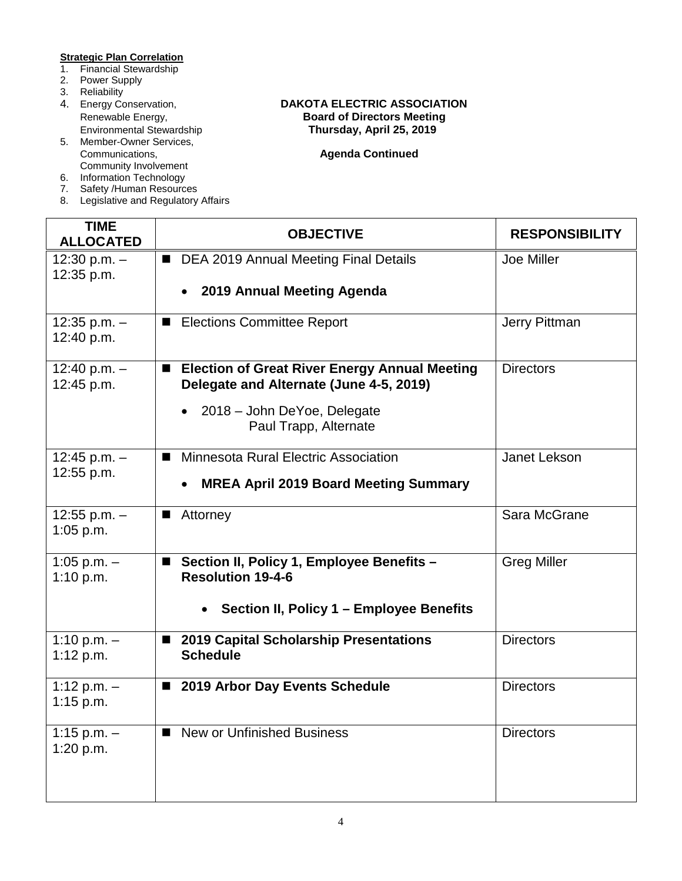**Strategic Plan Correlation**

1. Financial Stewardship
2. Power Supply
3. Reliability
4. Energy Conservation, Renewable Energy, Environmental Stewardship
5. Member-Owner Services, Communications, Community Involvement
6. Information Technology
7. Safety /Human Resources
8. Legislative and Regulatory Affairs

**DAKOTA ELECTRIC ASSOCIATION**
**Board of Directors Meeting**
**Thursday, April 25, 2019**

**Agenda Continued**

| TIME ALLOCATED | OBJECTIVE | RESPONSIBILITY |
|---|---|---|
| 12:30 p.m. – 12:35 p.m. | ■ DEA 2019 Annual Meeting Final Details<br>• **2019 Annual Meeting Agenda** | Joe Miller |
| 12:35 p.m. – 12:40 p.m. | ■ Elections Committee Report | Jerry Pittman |
| 12:40 p.m. – 12:45 p.m. | ■ **Election of Great River Energy Annual Meeting Delegate and Alternate (June 4-5, 2019)**<br>• 2018 – John DeYoe, Delegate<br>Paul Trapp, Alternate | Directors |
| 12:45 p.m. – 12:55 p.m. | ■ Minnesota Rural Electric Association<br>• **MREA April 2019 Board Meeting Summary** | Janet Lekson |
| 12:55 p.m. – 1:05 p.m. | ■ Attorney | Sara McGrane |
| 1:05 p.m. – 1:10 p.m. | ■ **Section II, Policy 1, Employee Benefits – Resolution 19-4-6**<br>• **Section II, Policy 1 – Employee Benefits** | Greg Miller |
| 1:10 p.m. – 1:12 p.m. | ■ **2019 Capital Scholarship Presentations Schedule** | Directors |
| 1:12 p.m. – 1:15 p.m. | ■ **2019 Arbor Day Events Schedule** | Directors |
| 1:15 p.m. – 1:20 p.m. | ■ New or Unfinished Business | Directors |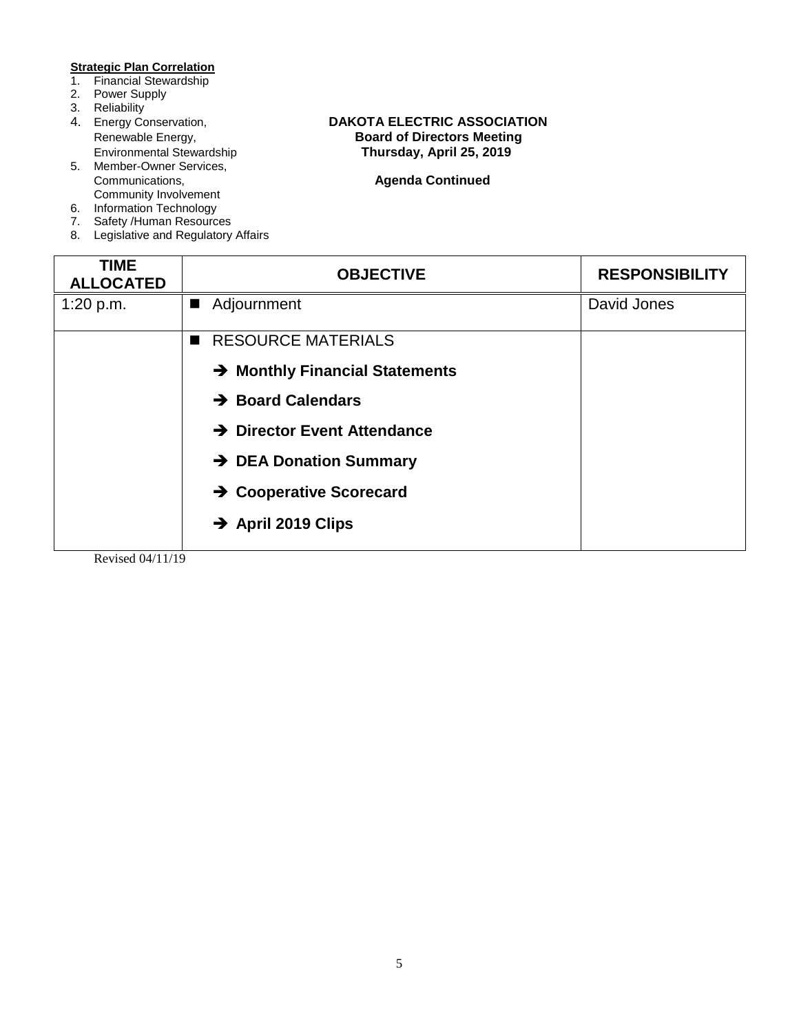**Strategic Plan Correlation**

1. Financial Stewardship
2. Power Supply
3. Reliability
4. Energy Conservation, Renewable Energy, Environmental Stewardship
5. Member-Owner Services, Communications, Community Involvement
6. Information Technology
7. Safety /Human Resources
8. Legislative and Regulatory Affairs

**DAKOTA ELECTRIC ASSOCIATION**
**Board of Directors Meeting**
**Thursday, April 25, 2019**

**Agenda Continued**

| TIME ALLOCATED | OBJECTIVE | RESPONSIBILITY |
|---|---|---|
| 1:20 p.m. | ■ Adjournment | David Jones |
| | ■ RESOURCE MATERIALS<br>➔ **Monthly Financial Statements**<br>➔ **Board Calendars**<br>➔ **Director Event Attendance**<br>➔ **DEA Donation Summary**<br>➔ **Cooperative Scorecard**<br>➔ **April 2019 Clips** | |

Revised 04/11/19